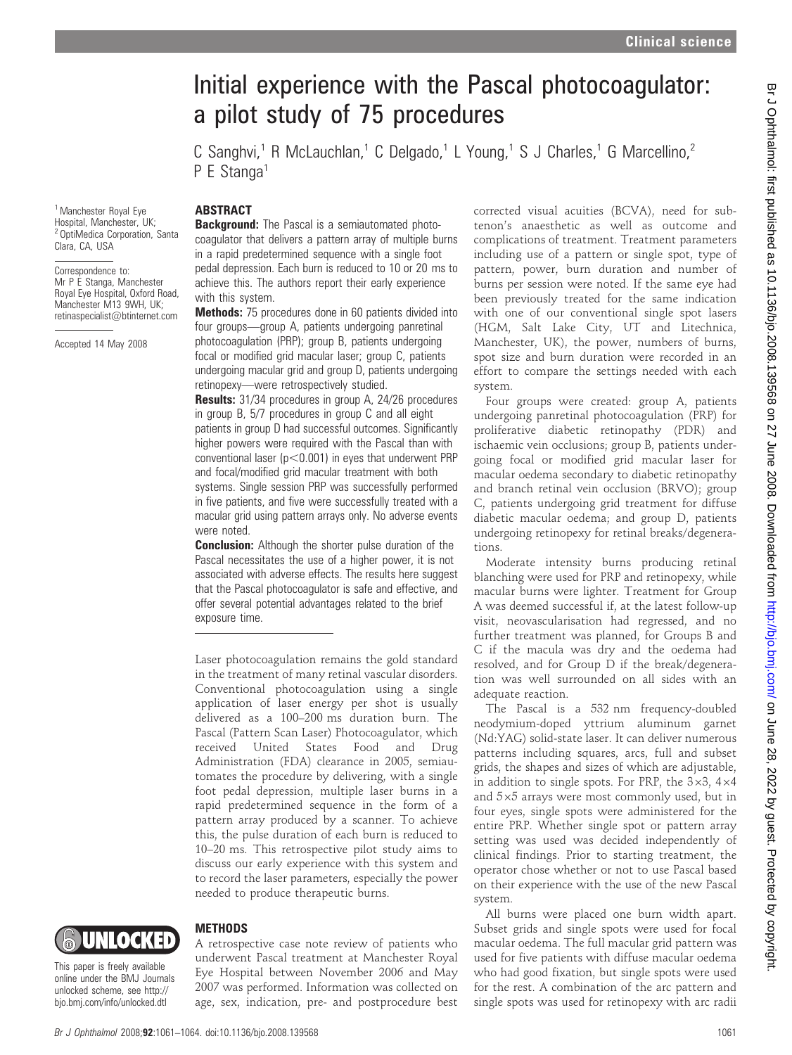# Initial experience with the Pascal photocoagulator: a pilot study of 75 procedures

C Sanghvi,[1] R McLauchlan,[1] C Delgado,[1] L Young,[1] S J Charles,[1] G Marcellino,[2] P E Stanga[1]

[1] Manchester Royal Eye Hospital, Manchester, UK; [2] OptiMedica Corporation, Santa Clara, CA, USA

Correspondence to: Mr P E Stanga, Manchester Royal Eye Hospital, Oxford Road, Manchester M13 9WH, UK; retinaspecialist@btinternet.com

Accepted 14 May 2008

## ABSTRACT

**Background:** The Pascal is a semiautomated photocoagulator that delivers a pattern array of multiple burns in a rapid predetermined sequence with a single foot pedal depression. Each burn is reduced to 10 or 20 ms to achieve this. The authors report their early experience with this system.

**Methods:** 75 procedures done in 60 patients divided into four groups—group A, patients undergoing panretinal photocoagulation (PRP); group B, patients undergoing focal or modified grid macular laser; group C, patients undergoing macular grid and group D, patients undergoing retinopexy—were retrospectively studied.

**Results:** 31/34 procedures in group A, 24/26 procedures in group B, 5/7 procedures in group C and all eight patients in group D had successful outcomes. Significantly higher powers were required with the Pascal than with conventional laser ($p<0.001$) in eyes that underwent PRP and focal/modified grid macular treatment with both systems. Single session PRP was successfully performed in five patients, and five were successfully treated with a macular grid using pattern arrays only. No adverse events were noted.

**Conclusion:** Although the shorter pulse duration of the Pascal necessitates the use of a higher power, it is not associated with adverse effects. The results here suggest that the Pascal photocoagulator is safe and effective, and offer several potential advantages related to the brief exposure time.

Laser photocoagulation remains the gold standard in the treatment of many retinal vascular disorders. Conventional photocoagulation using a single application of laser energy per shot is usually delivered as a 100–200 ms duration burn. The Pascal (Pattern Scan Laser) Photocoagulator, which received United States Food and Drug Administration (FDA) clearance in 2005, semiautomates the procedure by delivering, with a single foot pedal depression, multiple laser burns in a rapid predetermined sequence in the form of a pattern array produced by a scanner. To achieve this, the pulse duration of each burn is reduced to 10–20 ms. This retrospective pilot study aims to discuss our early experience with this system and to record the laser parameters, especially the power needed to produce therapeutic burns.

## METHODS

A retrospective case note review of patients who underwent Pascal treatment at Manchester Royal Eye Hospital between November 2006 and May 2007 was performed. Information was collected on age, sex, indication, pre- and postprocedure best corrected visual acuities (BCVA), need for subtenon's anaesthetic as well as outcome and complications of treatment. Treatment parameters including use of a pattern or single spot, type of pattern, power, burn duration and number of burns per session were noted. If the same eye had been previously treated for the same indication with one of our conventional single spot lasers (HGM, Salt Lake City, UT and Litechnica, Manchester, UK), the power, numbers of burns, spot size and burn duration were recorded in an effort to compare the settings needed with each system.

Four groups were created: group A, patients undergoing panretinal photocoagulation (PRP) for proliferative diabetic retinopathy (PDR) and ischaemic vein occlusions; group B, patients undergoing focal or modified grid macular laser for macular oedema secondary to diabetic retinopathy and branch retinal vein occlusion (BRVO); group C, patients undergoing grid treatment for diffuse diabetic macular oedema; and group D, patients undergoing retinopexy for retinal breaks/degenerations.

Moderate intensity burns producing retinal blanching were used for PRP and retinopexy, while macular burns were lighter. Treatment for Group A was deemed successful if, at the latest follow-up visit, neovascularisation had regressed, and no further treatment was planned, for Groups B and C if the macula was dry and the oedema had resolved, and for Group D if the break/degeneration was well surrounded on all sides with an adequate reaction.

The Pascal is a 532 nm frequency-doubled neodymium-doped yttrium aluminum garnet (Nd:YAG) solid-state laser. It can deliver numerous patterns including squares, arcs, full and subset grids, the shapes and sizes of which are adjustable, in addition to single spots. For PRP, the $3\times3$, $4\times4$ and $5\times5$ arrays were most commonly used, but in four eyes, single spots were administered for the entire PRP. Whether single spot or pattern array setting was used was decided independently of clinical findings. Prior to starting treatment, the operator chose whether or not to use Pascal based on their experience with the use of the new Pascal system.

All burns were placed one burn width apart. Subset grids and single spots were used for focal macular oedema. The full macular grid pattern was used for five patients with diffuse macular oedema who had good fixation, but single spots were used for the rest. A combination of the arc pattern and single spots was used for retinopexy with arc radii

UNLOCKED

This paper is freely available online under the BMJ Journals unlocked scheme, see http://bjo.bmj.com/info/unlocked.dtl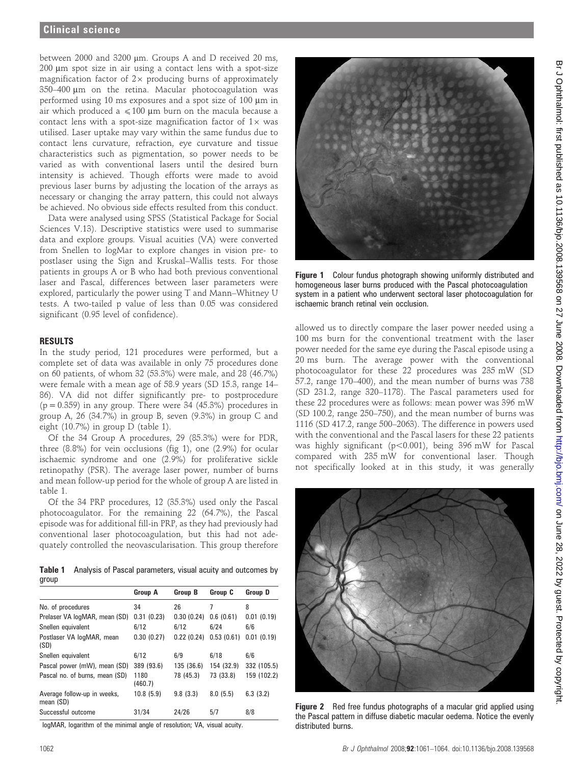between 2000 and 3200 μm. Groups A and D received 20 ms, 200 μm spot size in air using a contact lens with a spot-size magnification factor of 2× producing burns of approximately 350–400 μm on the retina. Macular photocoagulation was performed using 10 ms exposures and a spot size of 100 μm in air which produced a ⩽100 μm burn on the macula because a contact lens with a spot-size magnification factor of 1× was utilised. Laser uptake may vary within the same fundus due to contact lens curvature, refraction, eye curvature and tissue characteristics such as pigmentation, so power needs to be varied as with conventional lasers until the desired burn intensity is achieved. Though efforts were made to avoid previous laser burns by adjusting the location of the arrays as necessary or changing the array pattern, this could not always be achieved. No obvious side effects resulted from this conduct.

Data were analysed using SPSS (Statistical Package for Social Sciences V.13). Descriptive statistics were used to summarise data and explore groups. Visual acuities (VA) were converted from Snellen to logMar to explore changes in vision pre- to postlaser using the Sign and Kruskal–Wallis tests. For those patients in groups A or B who had both previous conventional laser and Pascal, differences between laser parameters were explored, particularly the power using T and Mann–Whitney U tests. A two-tailed p value of less than 0.05 was considered significant (0.95 level of confidence).

## RESULTS

In the study period, 121 procedures were performed, but a complete set of data was available in only 75 procedures done on 60 patients, of whom 32 (53.3%) were male, and 28 (46.7%) were female with a mean age of 58.9 years (SD 15.3, range 14–86). VA did not differ significantly pre- to postprocedure ($p = 0.359$) in any group. There were 34 (45.3%) procedures in group A, 26 (34.7%) in group B, seven (9.3%) in group C and eight (10.7%) in group D (table 1).

Of the 34 Group A procedures, 29 (85.3%) were for PDR, three (8.8%) for vein occlusions (fig 1), one (2.9%) for ocular ischaemic syndrome and one (2.9%) for proliferative sickle retinopathy (PSR). The average laser power, number of burns and mean follow-up period for the whole of group A are listed in table 1.

Of the 34 PRP procedures, 12 (35.3%) used only the Pascal photocoagulator. For the remaining 22 (64.7%), the Pascal episode was for additional fill-in PRP, as they had previously had conventional laser photocoagulation, but this had not adequately controlled the neovascularisation. This group therefore allowed us to directly compare the laser power needed using a 100 ms burn for the conventional treatment with the laser power needed for the same eye during the Pascal episode using a 20 ms burn. The average power with the conventional photocoagulator for these 22 procedures was 235 mW (SD 57.2, range 170–400), and the mean number of burns was 738 (SD 231.2, range 320–1178). The Pascal parameters used for these 22 procedures were as follows: mean power was 396 mW (SD 100.2, range 250–750), and the mean number of burns was 1116 (SD 417.2, range 500–2063). The difference in powers used with the conventional and the Pascal lasers for these 22 patients was highly significant ($p<0.001$), being 396 mW for Pascal compared with 235 mW for conventional laser. Though not specifically looked at in this study, it was generally

**Table 1** Analysis of Pascal parameters, visual acuity and outcomes by group

| | Group A | Group B | Group C | Group D |
|---|---|---|---|---|
| No. of procedures | 34 | 26 | 7 | 8 |
| Prelaser VA logMAR, mean (SD) | 0.31 (0.23) | 0.30 (0.24) | 0.6 (0.61) | 0.01 (0.19) |
| Snellen equivalent | 6/12 | 6/12 | 6/24 | 6/6 |
| Postlaser VA logMAR, mean (SD) | 0.30 (0.27) | 0.22 (0.24) | 0.53 (0.61) | 0.01 (0.19) |
| Snellen equivalent | 6/12 | 6/9 | 6/18 | 6/6 |
| Pascal power (mW), mean (SD) | 389 (93.6) | 135 (36.6) | 154 (32.9) | 332 (105.5) |
| Pascal no. of burns, mean (SD) | 1180 (460.7) | 78 (45.3) | 73 (33.8) | 159 (102.2) |
| Average follow-up in weeks, mean (SD) | 10.8 (5.9) | 9.8 (3.3) | 8.0 (5.5) | 6.3 (3.2) |
| Successful outcome | 31/34 | 24/26 | 5/7 | 8/8 |

logMAR, logarithm of the minimal angle of resolution; VA, visual acuity.

**Figure 1** Colour fundus photograph showing uniformly distributed and homogeneous laser burns produced with the Pascal photocoagulation system in a patient who underwent sectoral laser photocoagulation for ischaemic branch retinal vein occlusion.

**Figure 2** Red free fundus photographs of a macular grid applied using the Pascal pattern in diffuse diabetic macular oedema. Notice the evenly distributed burns.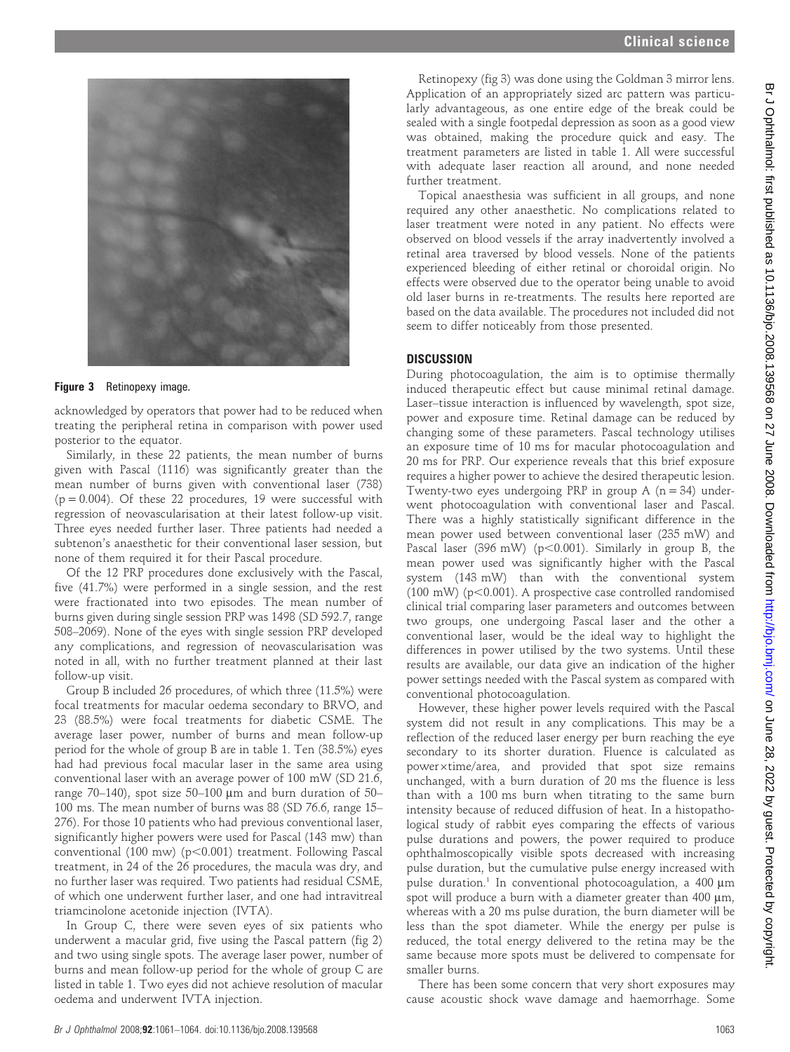Figure 3 Retinopexy image.

acknowledged by operators that power had to be reduced when treating the peripheral retina in comparison with power used posterior to the equator.

Similarly, in these 22 patients, the mean number of burns given with Pascal (1116) was significantly greater than the mean number of burns given with conventional laser (738) ($p = 0.004$). Of these 22 procedures, 19 were successful with regression of neovascularisation at their latest follow-up visit. Three eyes needed further laser. Three patients had needed a subtenon's anaesthetic for their conventional laser session, but none of them required it for their Pascal procedure.

Of the 12 PRP procedures done exclusively with the Pascal, five (41.7%) were performed in a single session, and the rest were fractionated into two episodes. The mean number of burns given during single session PRP was 1498 (SD 592.7, range 508–2069). None of the eyes with single session PRP developed any complications, and regression of neovascularisation was noted in all, with no further treatment planned at their last follow-up visit.

Group B included 26 procedures, of which three (11.5%) were focal treatments for macular oedema secondary to BRVO, and 23 (88.5%) were focal treatments for diabetic CSME. The average laser power, number of burns and mean follow-up period for the whole of group B are in table 1. Ten (38.5%) eyes had had previous focal macular laser in the same area using conventional laser with an average power of 100 mW (SD 21.6, range 70–140), spot size 50–100 μm and burn duration of 50–100 ms. The mean number of burns was 88 (SD 76.6, range 15–276). For those 10 patients who had previous conventional laser, significantly higher powers were used for Pascal (143 mw) than conventional (100 mw) ($p<0.001$) treatment. Following Pascal treatment, in 24 of the 26 procedures, the macula was dry, and no further laser was required. Two patients had residual CSME, of which one underwent further laser, and one had intravitreal triamcinolone acetonide injection (IVTA).

In Group C, there were seven eyes of six patients who underwent a macular grid, five using the Pascal pattern (fig 2) and two using single spots. The average laser power, number of burns and mean follow-up period for the whole of group C are listed in table 1. Two eyes did not achieve resolution of macular oedema and underwent IVTA injection.

Retinopexy (fig 3) was done using the Goldman 3 mirror lens. Application of an appropriately sized arc pattern was particularly advantageous, as one entire edge of the break could be sealed with a single footpedal depression as soon as a good view was obtained, making the procedure quick and easy. The treatment parameters are listed in table 1. All were successful with adequate laser reaction all around, and none needed further treatment.

Topical anaesthesia was sufficient in all groups, and none required any other anaesthetic. No complications related to laser treatment were noted in any patient. No effects were observed on blood vessels if the array inadvertently involved a retinal area traversed by blood vessels. None of the patients experienced bleeding of either retinal or choroidal origin. No effects were observed due to the operator being unable to avoid old laser burns in re-treatments. The results here reported are based on the data available. The procedures not included did not seem to differ noticeably from those presented.

## DISCUSSION

During photocoagulation, the aim is to optimise thermally induced therapeutic effect but cause minimal retinal damage. Laser–tissue interaction is influenced by wavelength, spot size, power and exposure time. Retinal damage can be reduced by changing some of these parameters. Pascal technology utilises an exposure time of 10 ms for macular photocoagulation and 20 ms for PRP. Our experience reveals that this brief exposure requires a higher power to achieve the desired therapeutic lesion. Twenty-two eyes undergoing PRP in group A ($n = 34$) underwent photocoagulation with conventional laser and Pascal. There was a highly statistically significant difference in the mean power used between conventional laser (235 mW) and Pascal laser (396 mW) ($p<0.001$). Similarly in group B, the mean power used was significantly higher with the Pascal system (143 mW) than with the conventional system (100 mW) ($p<0.001$). A prospective case controlled randomised clinical trial comparing laser parameters and outcomes between two groups, one undergoing Pascal laser and the other a conventional laser, would be the ideal way to highlight the differences in power utilised by the two systems. Until these results are available, our data give an indication of the higher power settings needed with the Pascal system as compared with conventional photocoagulation.

However, these higher power levels required with the Pascal system did not result in any complications. This may be a reflection of the reduced laser energy per burn reaching the eye secondary to its shorter duration. Fluence is calculated as power×time/area, and provided that spot size remains unchanged, with a burn duration of 20 ms the fluence is less than with a 100 ms burn when titrating to the same burn intensity because of reduced diffusion of heat. In a histopathological study of rabbit eyes comparing the effects of various pulse durations and powers, the power required to produce ophthalmoscopically visible spots decreased with increasing pulse duration, but the cumulative pulse energy increased with pulse duration.[1] In conventional photocoagulation, a 400 μm spot will produce a burn with a diameter greater than 400 μm, whereas with a 20 ms pulse duration, the burn diameter will be less than the spot diameter. While the energy per pulse is reduced, the total energy delivered to the retina may be the same because more spots must be delivered to compensate for smaller burns.

There has been some concern that very short exposures may cause acoustic shock wave damage and haemorrhage. Some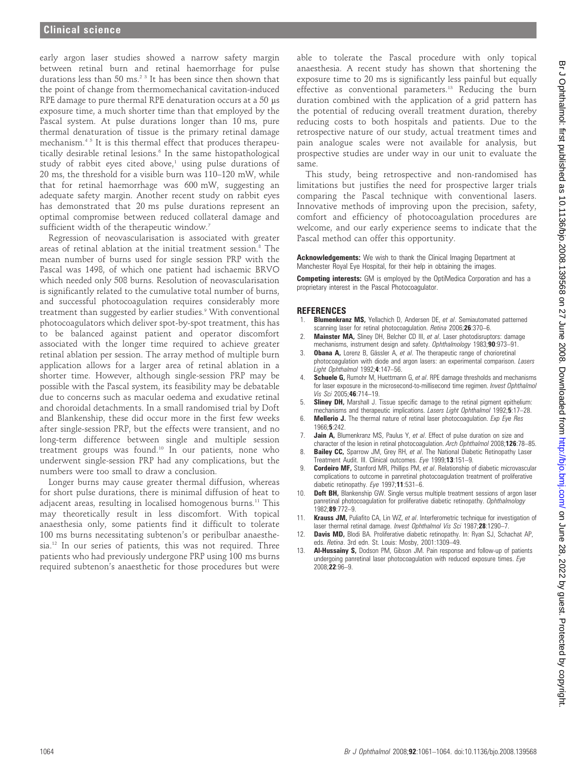early argon laser studies showed a narrow safety margin between retinal burn and retinal haemorrhage for pulse durations less than 50 ms.[2 3] It has been since then shown that the point of change from thermomechanical cavitation-induced RPE damage to pure thermal RPE denaturation occurs at a 50 μs exposure time, a much shorter time than that employed by the Pascal system. At pulse durations longer than 10 ms, pure thermal denaturation of tissue is the primary retinal damage mechanism.[4 5] It is this thermal effect that produces therapeutically desirable retinal lesions.[6] In the same histopathological study of rabbit eyes cited above,[1] using pulse durations of 20 ms, the threshold for a visible burn was 110–120 mW, while that for retinal haemorrhage was 600 mW, suggesting an adequate safety margin. Another recent study on rabbit eyes has demonstrated that 20 ms pulse durations represent an optimal compromise between reduced collateral damage and sufficient width of the therapeutic window.[7]

Regression of neovascularisation is associated with greater areas of retinal ablation at the initial treatment session.[8] The mean number of burns used for single session PRP with the Pascal was 1498, of which one patient had ischaemic BRVO which needed only 508 burns. Resolution of neovascularisation is significantly related to the cumulative total number of burns, and successful photocoagulation requires considerably more treatment than suggested by earlier studies.[9] With conventional photocoagulators which deliver spot-by-spot treatment, this has to be balanced against patient and operator discomfort associated with the longer time required to achieve greater retinal ablation per session. The array method of multiple burn application allows for a larger area of retinal ablation in a shorter time. However, although single-session PRP may be possible with the Pascal system, its feasibility may be debatable due to concerns such as macular oedema and exudative retinal and choroidal detachments. In a small randomised trial by Doft and Blankenship, these did occur more in the first few weeks after single-session PRP, but the effects were transient, and no long-term difference between single and multiple session treatment groups was found.[10] In our patients, none who underwent single-session PRP had any complications, but the numbers were too small to draw a conclusion.

Longer burns may cause greater thermal diffusion, whereas for short pulse durations, there is minimal diffusion of heat to adjacent areas, resulting in localised homogenous burns.[11] This may theoretically result in less discomfort. With topical anaesthesia only, some patients find it difficult to tolerate 100 ms burns necessitating subtenon's or peribulbar anaesthesia.[12] In our series of patients, this was not required. Three patients who had previously undergone PRP using 100 ms burns required subtenon's anaesthetic for those procedures but were able to tolerate the Pascal procedure with only topical anaesthesia. A recent study has shown that shortening the exposure time to 20 ms is significantly less painful but equally effective as conventional parameters.[13] Reducing the burn duration combined with the application of a grid pattern has the potential of reducing overall treatment duration, thereby reducing costs to both hospitals and patients. Due to the retrospective nature of our study, actual treatment times and pain analogue scales were not available for analysis, but prospective studies are under way in our unit to evaluate the same.

This study, being retrospective and non-randomised has limitations but justifies the need for prospective larger trials comparing the Pascal technique with conventional lasers. Innovative methods of improving upon the precision, safety, comfort and efficiency of photocoagulation procedures are welcome, and our early experience seems to indicate that the Pascal method can offer this opportunity.

**Acknowledgements:** We wish to thank the Clinical Imaging Department at Manchester Royal Eye Hospital, for their help in obtaining the images.

**Competing interests:** GM is employed by the OptiMedica Corporation and has a proprietary interest in the Pascal Photocoagulator.

## REFERENCES

1. **Blumenkranz MS,** Yellachich D, Andersen DE, *et al*. Semiautomated patterned scanning laser for retinal photocoagulation. *Retina* 2006;**26**:370–6.
2. **Mainster MA,** Sliney DH, Belcher CD III, *et al*. Laser photodisruptors: damage mechanisms, instrument design and safety. *Ophthalmology* 1983;**90**:973–91.
3. **Obana A,** Lorenz B, Gässler A, *et al*. The therapeutic range of chorioretinal photocoagulation with diode and argon lasers: an experimental comparison. *Lasers Light Ophthalmol* 1992;**4**:147–56.
4. **Schuele G,** Rumohr M, Huettmann G, *et al*. RPE damage thresholds and mechanisms for laser exposure in the microsecond-to-millisecond time regimen. *Invest Ophthalmol Vis Sci* 2005;**46**:714–19.
5. **Sliney DH,** Marshall J. Tissue specific damage to the retinal pigment epithelium: mechanisms and therapeutic implications. *Lasers Light Ophthalmol* 1992;**5**:17–28.
6. **Mellerio J.** The thermal nature of retinal laser photocoagulation. *Exp Eye Res* 1966;**5**:242.
7. **Jain A,** Blumenkranz MS, Paulus Y, *et al*. Effect of pulse duration on size and character of the lesion in retinal photocoagulation. *Arch Ophthalmol* 2008;**126**:78–85.
8. **Bailey CC,** Sparrow JM, Grey RH, *et al*. The National Diabetic Retinopathy Laser Treatment Audit. III. Clinical outcomes. *Eye* 1999;**13**:151–9.
9. **Cordeiro MF,** Stanford MR, Phillips PM, *et al*. Relationship of diabetic microvascular complications to outcome in panretinal photocoagulation treatment of proliferative diabetic retinopathy. *Eye* 1997;**11**:531–6.
10. **Doft BH,** Blankenship GW. Single versus multiple treatment sessions of argon laser panretinal photocoagulation for proliferative diabetic retinopathy. *Ophthalmology* 1982;**89**:772–9.
11. **Krauss JM,** Puliafito CA, Lin WZ, *et al*. Interferometric technique for investigation of laser thermal retinal damage. *Invest Ophthalmol Vis Sci* 1987;**28**:1290–7.
12. **Davis MD,** Blodi BA. Proliferative diabetic retinopathy. In: Ryan SJ, Schachat AP, eds. *Retina*. 3rd edn. St. Louis: Mosby, 2001:1309–49.
13. **Al-Hussainy S,** Dodson PM, Gibson JM. Pain response and follow-up of patients undergoing panretinal laser photocoagulation with reduced exposure times. *Eye* 2008;**22**:96–9.